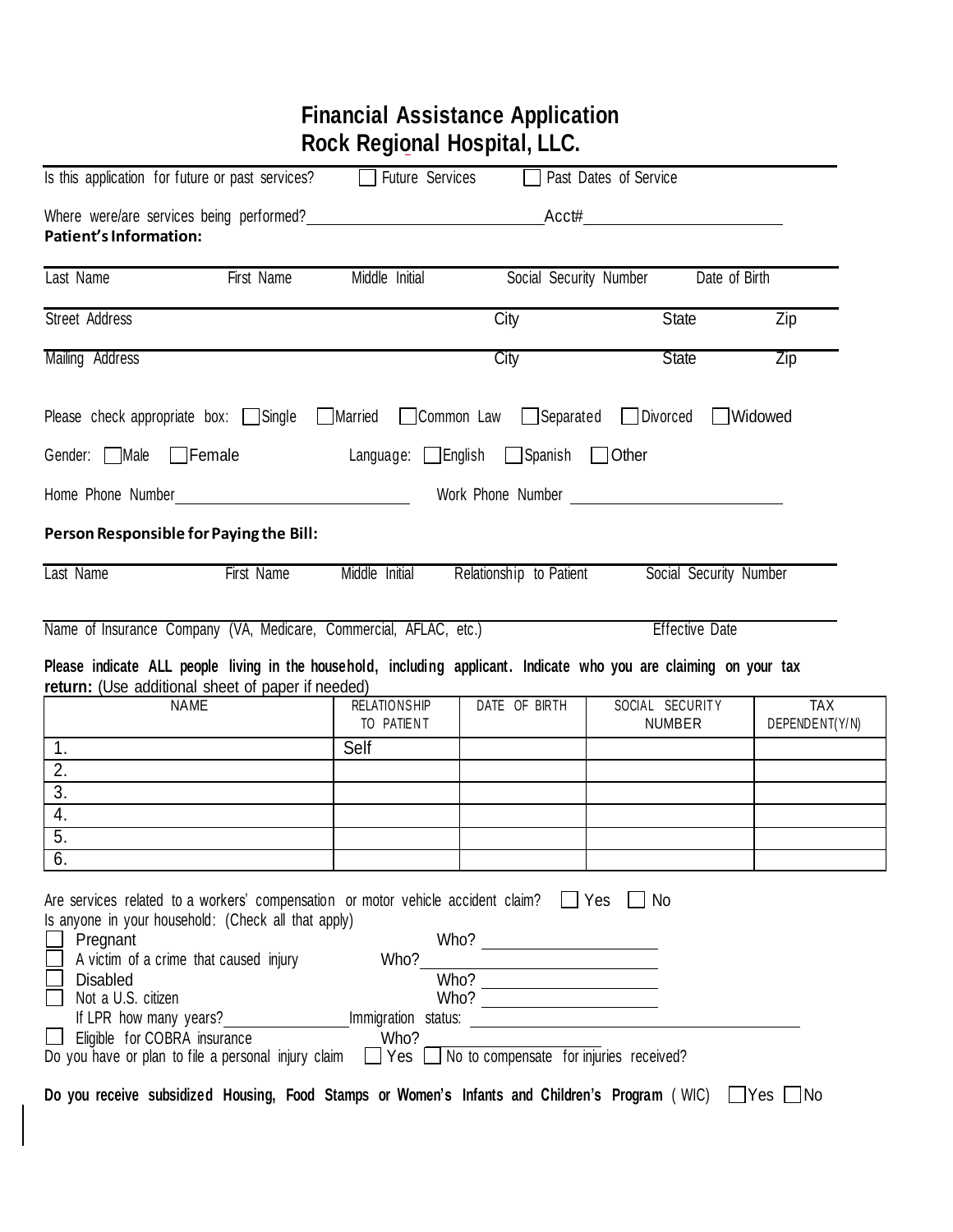# Financial Assistance Application
# Rock Regional Hospital, LLC.

Is this application for future or past services? ☐ Future Services ☐ Past Dates of Service

Where were/are services being performed? __________________ Acct# __________________

**Patient's Information:**

| Last Name | First Name | Middle Initial | Social Security Number | Date of Birth |
|---|---|---|---|---|

| Street Address | City | State | Zip |
|---|---|---|---|

| Mailing Address | City | State | Zip |
|---|---|---|---|

Please check appropriate box: ☐ Single ☐ Married ☐ Common Law ☐ Separated ☐ Divorced ☐ Widowed

Gender: ☐ Male ☐ Female Language: ☐ English ☐ Spanish ☐ Other

Home Phone Number __________________ Work Phone Number __________________

**Person Responsible for Paying the Bill:**

| Last Name | First Name | Middle Initial | Relationship to Patient | Social Security Number |
|---|---|---|---|---|

| Name of Insurance Company (VA, Medicare, Commercial, AFLAC, etc.) | Effective Date |
|---|---|

**Please indicate ALL people living in the household, including applicant. Indicate who you are claiming on your tax return:** (Use additional sheet of paper if needed)

| NAME | RELATIONSHIP TO PATIENT | DATE OF BIRTH | SOCIAL SECURITY NUMBER | TAX DEPENDENT(Y/N) |
|---|---|---|---|---|
| 1. | Self | | | |
| 2. | | | | |
| 3. | | | | |
| 4. | | | | |
| 5. | | | | |
| 6. | | | | |

Are services related to a workers' compensation or motor vehicle accident claim? ☐ Yes ☐ No

Is anyone in your household: (Check all that apply)

☐ Pregnant Who? __________________

☐ A victim of a crime that caused injury Who? __________________

☐ Disabled Who? __________________

☐ Not a U.S. citizen Who? __________________

If LPR how many years? __________ Immigration status: __________________

☐ Eligible for COBRA insurance Who? __________________

Do you have or plan to file a personal injury claim ☐ Yes ☐ No to compensate for injuries received?

**Do you receive subsidized Housing, Food Stamps or Women's Infants and Children's Program** (WIC) ☐ Yes ☐ No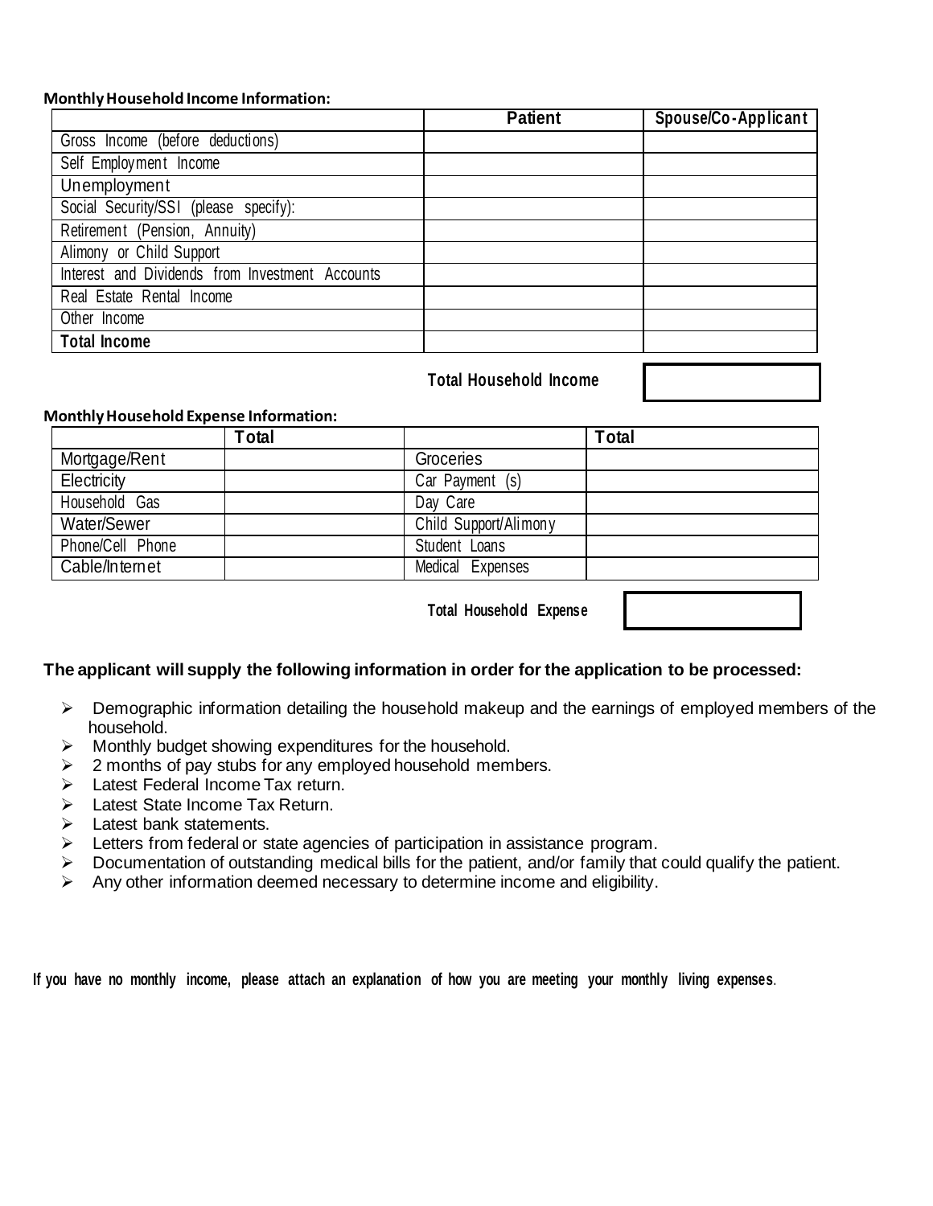**Monthly Household Income Information:**

| | Patient | Spouse/Co-Applicant |
|---|---|---|
| Gross Income (before deductions) | | |
| Self Employment Income | | |
| Unemployment | | |
| Social Security/SSI (please specify): | | |
| Retirement (Pension, Annuity) | | |
| Alimony or Child Support | | |
| Interest and Dividends from Investment Accounts | | |
| Real Estate Rental Income | | |
| Other Income | | |
| **Total Income** | | |

**Total Household Income** \_\_\_\_\_\_\_\_\_\_

**Monthly Household Expense Information:**

| | Total | | Total |
|---|---|---|---|
| Mortgage/Rent | | Groceries | |
| Electricity | | Car Payment (s) | |
| Household Gas | | Day Care | |
| Water/Sewer | | Child Support/Alimony | |
| Phone/Cell Phone | | Student Loans | |
| Cable/Internet | | Medical Expenses | |

**Total Household Expense** \_\_\_\_\_\_\_\_\_\_

**The applicant will supply the following information in order for the application to be processed:**

- Demographic information detailing the household makeup and the earnings of employed members of the household.
- Monthly budget showing expenditures for the household.
- 2 months of pay stubs for any employed household members.
- Latest Federal Income Tax return.
- Latest State Income Tax Return.
- Latest bank statements.
- Letters from federal or state agencies of participation in assistance program.
- Documentation of outstanding medical bills for the patient, and/or family that could qualify the patient.
- Any other information deemed necessary to determine income and eligibility.

**If you have no monthly income, please attach an explanation of how you are meeting your monthly living expenses.**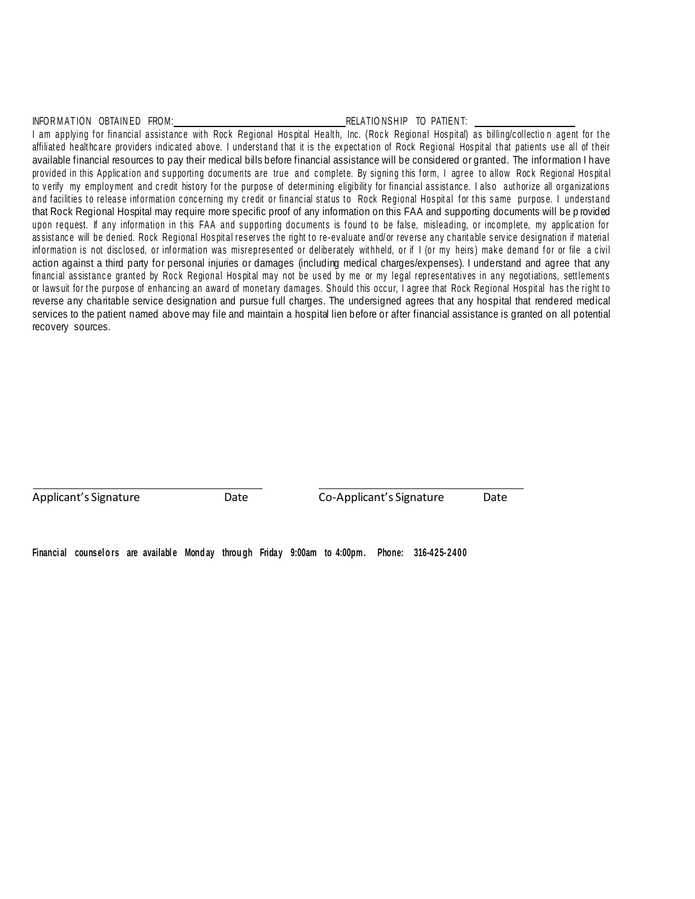INFORMATION OBTAINED FROM: ______________________________ RELATIONSHIP TO PATIENT: __________________

I am applying for financial assistance with Rock Regional Hospital Health, Inc. (Rock Regional Hospital) as billing/collection agent for the affiliated healthcare providers indicated above. I understand that it is the expectation of Rock Regional Hospital that patients use all of their available financial resources to pay their medical bills before financial assistance will be considered or granted. The information I have provided in this Application and supporting documents are true and complete. By signing this form, I agree to allow Rock Regional Hospital to verify my employment and credit history for the purpose of determining eligibility for financial assistance. I also authorize all organizations and facilities to release information concerning my credit or financial status to Rock Regional Hospital for this same purpose. I understand that Rock Regional Hospital may require more specific proof of any information on this FAA and supporting documents will be provided upon request. If any information in this FAA and supporting documents is found to be false, misleading, or incomplete, my application for assistance will be denied. Rock Regional Hospital reserves the right to re-evaluate and/or reverse any charitable service designation if material information is not disclosed, or information was misrepresented or deliberately withheld, or if I (or my heirs) make demand for or file a civil action against a third party for personal injuries or damages (including medical charges/expenses). I understand and agree that any financial assistance granted by Rock Regional Hospital may not be used by me or my legal representatives in any negotiations, settlements or lawsuit for the purpose of enhancing an award of monetary damages. Should this occur, I agree that Rock Regional Hospital has the right to reverse any charitable service designation and pursue full charges. The undersigned agrees that any hospital that rendered medical services to the patient named above may file and maintain a hospital lien before or after financial assistance is granted on all potential recovery sources.

______________________________ ______________________________

Applicant's Signature Date Co-Applicant's Signature Date

**Financial counselors are available Monday through Friday 9:00am to 4:00pm. Phone: 316-425-2400**